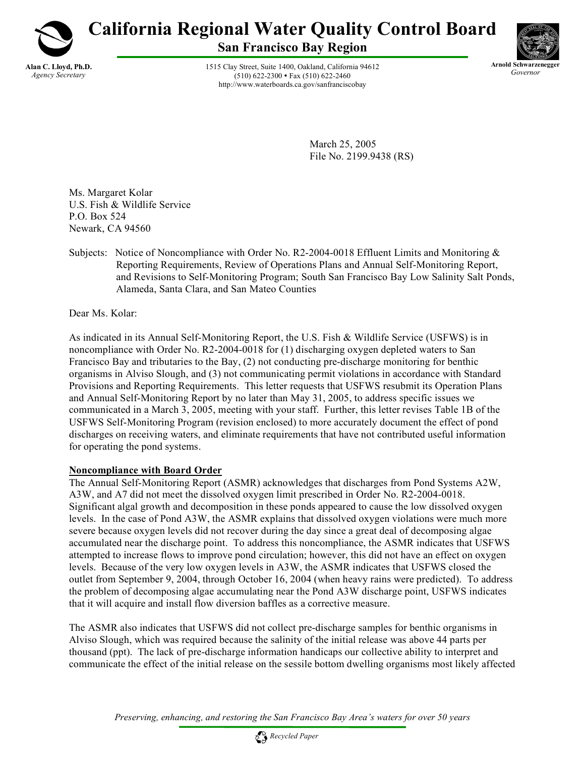# California Regional Water Quality Control Board

## San Francisco Bay Region

**Alan C. Lloyd, Ph.D.**
*Agency Secretary*

1515 Clay Street, Suite 1400, Oakland, California 94612
(510) 622-2300 • Fax (510) 622-2460
http://www.waterboards.ca.gov/sanfranciscobay

**Arnold Schwarzenegger**
*Governor*

March 25, 2005
File No. 2199.9438 (RS)

Ms. Margaret Kolar
U.S. Fish & Wildlife Service
P.O. Box 524
Newark, CA 94560

Subjects: Notice of Noncompliance with Order No. R2-2004-0018 Effluent Limits and Monitoring & Reporting Requirements, Review of Operations Plans and Annual Self-Monitoring Report, and Revisions to Self-Monitoring Program; South San Francisco Bay Low Salinity Salt Ponds, Alameda, Santa Clara, and San Mateo Counties

Dear Ms. Kolar:

As indicated in its Annual Self-Monitoring Report, the U.S. Fish & Wildlife Service (USFWS) is in noncompliance with Order No. R2-2004-0018 for (1) discharging oxygen depleted waters to San Francisco Bay and tributaries to the Bay, (2) not conducting pre-discharge monitoring for benthic organisms in Alviso Slough, and (3) not communicating permit violations in accordance with Standard Provisions and Reporting Requirements. This letter requests that USFWS resubmit its Operation Plans and Annual Self-Monitoring Report by no later than May 31, 2005, to address specific issues we communicated in a March 3, 2005, meeting with your staff. Further, this letter revises Table 1B of the USFWS Self-Monitoring Program (revision enclosed) to more accurately document the effect of pond discharges on receiving waters, and eliminate requirements that have not contributed useful information for operating the pond systems.

**<u>Noncompliance with Board Order</u>**

The Annual Self-Monitoring Report (ASMR) acknowledges that discharges from Pond Systems A2W, A3W, and A7 did not meet the dissolved oxygen limit prescribed in Order No. R2-2004-0018. Significant algal growth and decomposition in these ponds appeared to cause the low dissolved oxygen levels. In the case of Pond A3W, the ASMR explains that dissolved oxygen violations were much more severe because oxygen levels did not recover during the day since a great deal of decomposing algae accumulated near the discharge point. To address this noncompliance, the ASMR indicates that USFWS attempted to increase flows to improve pond circulation; however, this did not have an effect on oxygen levels. Because of the very low oxygen levels in A3W, the ASMR indicates that USFWS closed the outlet from September 9, 2004, through October 16, 2004 (when heavy rains were predicted). To address the problem of decomposing algae accumulating near the Pond A3W discharge point, USFWS indicates that it will acquire and install flow diversion baffles as a corrective measure.

The ASMR also indicates that USFWS did not collect pre-discharge samples for benthic organisms in Alviso Slough, which was required because the salinity of the initial release was above 44 parts per thousand (ppt). The lack of pre-discharge information handicaps our collective ability to interpret and communicate the effect of the initial release on the sessile bottom dwelling organisms most likely affected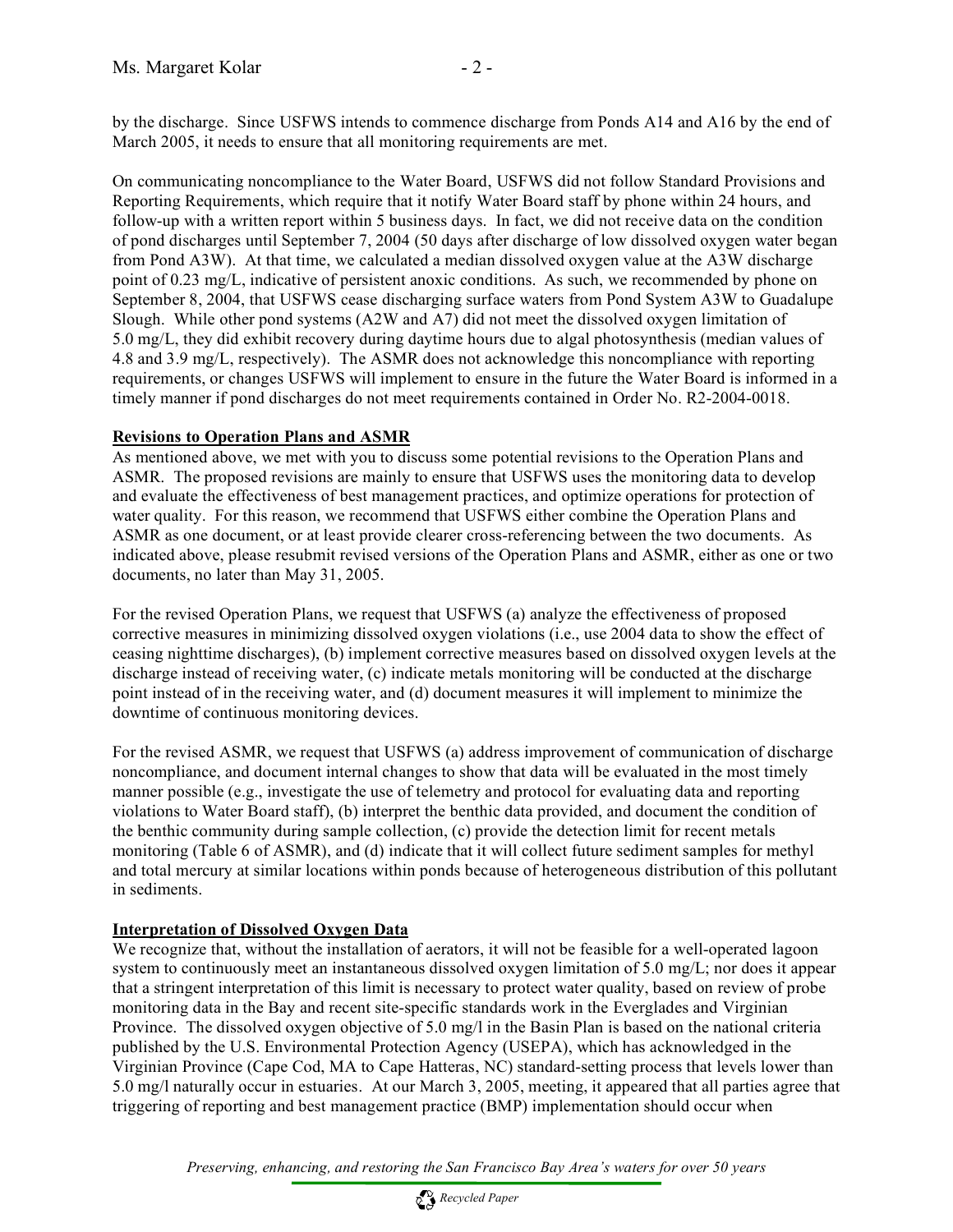by the discharge. Since USFWS intends to commence discharge from Ponds A14 and A16 by the end of March 2005, it needs to ensure that all monitoring requirements are met.

On communicating noncompliance to the Water Board, USFWS did not follow Standard Provisions and Reporting Requirements, which require that it notify Water Board staff by phone within 24 hours, and follow-up with a written report within 5 business days. In fact, we did not receive data on the condition of pond discharges until September 7, 2004 (50 days after discharge of low dissolved oxygen water began from Pond A3W). At that time, we calculated a median dissolved oxygen value at the A3W discharge point of 0.23 mg/L, indicative of persistent anoxic conditions. As such, we recommended by phone on September 8, 2004, that USFWS cease discharging surface waters from Pond System A3W to Guadalupe Slough. While other pond systems (A2W and A7) did not meet the dissolved oxygen limitation of 5.0 mg/L, they did exhibit recovery during daytime hours due to algal photosynthesis (median values of 4.8 and 3.9 mg/L, respectively). The ASMR does not acknowledge this noncompliance with reporting requirements, or changes USFWS will implement to ensure in the future the Water Board is informed in a timely manner if pond discharges do not meet requirements contained in Order No. R2-2004-0018.

**Revisions to Operation Plans and ASMR**

As mentioned above, we met with you to discuss some potential revisions to the Operation Plans and ASMR. The proposed revisions are mainly to ensure that USFWS uses the monitoring data to develop and evaluate the effectiveness of best management practices, and optimize operations for protection of water quality. For this reason, we recommend that USFWS either combine the Operation Plans and ASMR as one document, or at least provide clearer cross-referencing between the two documents. As indicated above, please resubmit revised versions of the Operation Plans and ASMR, either as one or two documents, no later than May 31, 2005.

For the revised Operation Plans, we request that USFWS (a) analyze the effectiveness of proposed corrective measures in minimizing dissolved oxygen violations (i.e., use 2004 data to show the effect of ceasing nighttime discharges), (b) implement corrective measures based on dissolved oxygen levels at the discharge instead of receiving water, (c) indicate metals monitoring will be conducted at the discharge point instead of in the receiving water, and (d) document measures it will implement to minimize the downtime of continuous monitoring devices.

For the revised ASMR, we request that USFWS (a) address improvement of communication of discharge noncompliance, and document internal changes to show that data will be evaluated in the most timely manner possible (e.g., investigate the use of telemetry and protocol for evaluating data and reporting violations to Water Board staff), (b) interpret the benthic data provided, and document the condition of the benthic community during sample collection, (c) provide the detection limit for recent metals monitoring (Table 6 of ASMR), and (d) indicate that it will collect future sediment samples for methyl and total mercury at similar locations within ponds because of heterogeneous distribution of this pollutant in sediments.

**Interpretation of Dissolved Oxygen Data**

We recognize that, without the installation of aerators, it will not be feasible for a well-operated lagoon system to continuously meet an instantaneous dissolved oxygen limitation of 5.0 mg/L; nor does it appear that a stringent interpretation of this limit is necessary to protect water quality, based on review of probe monitoring data in the Bay and recent site-specific standards work in the Everglades and Virginian Province. The dissolved oxygen objective of 5.0 mg/l in the Basin Plan is based on the national criteria published by the U.S. Environmental Protection Agency (USEPA), which has acknowledged in the Virginian Province (Cape Cod, MA to Cape Hatteras, NC) standard-setting process that levels lower than 5.0 mg/l naturally occur in estuaries. At our March 3, 2005, meeting, it appeared that all parties agree that triggering of reporting and best management practice (BMP) implementation should occur when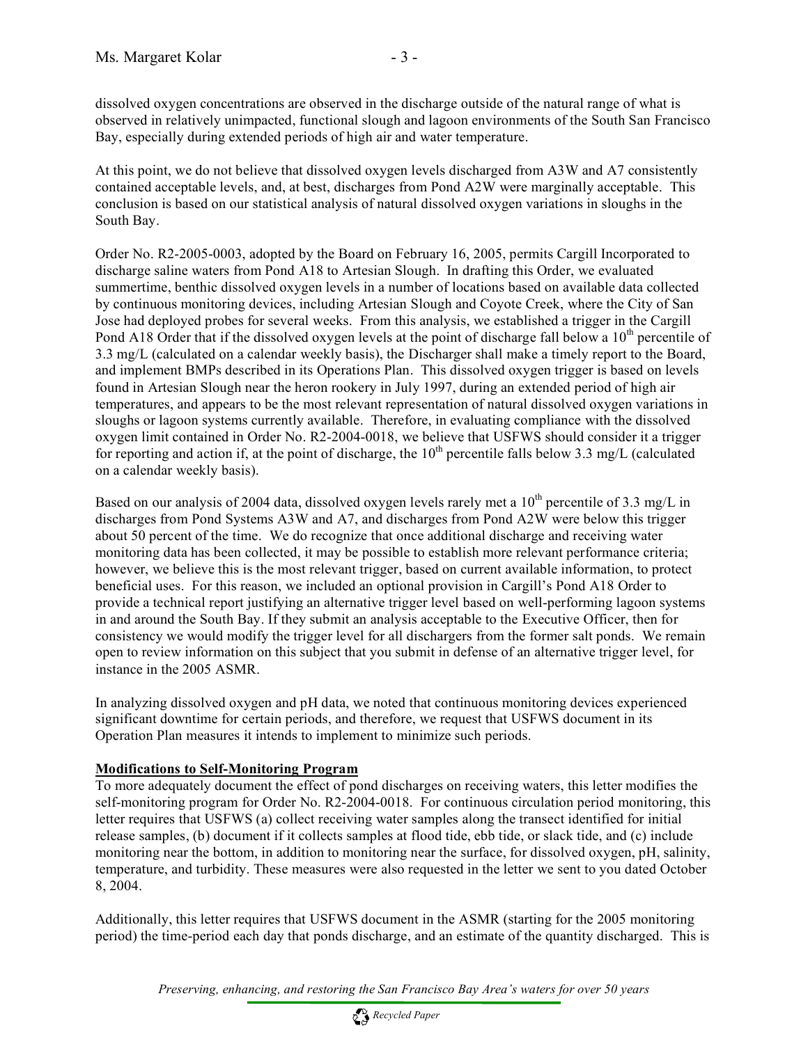dissolved oxygen concentrations are observed in the discharge outside of the natural range of what is observed in relatively unimpacted, functional slough and lagoon environments of the South San Francisco Bay, especially during extended periods of high air and water temperature.

At this point, we do not believe that dissolved oxygen levels discharged from A3W and A7 consistently contained acceptable levels, and, at best, discharges from Pond A2W were marginally acceptable. This conclusion is based on our statistical analysis of natural dissolved oxygen variations in sloughs in the South Bay.

Order No. R2-2005-0003, adopted by the Board on February 16, 2005, permits Cargill Incorporated to discharge saline waters from Pond A18 to Artesian Slough. In drafting this Order, we evaluated summertime, benthic dissolved oxygen levels in a number of locations based on available data collected by continuous monitoring devices, including Artesian Slough and Coyote Creek, where the City of San Jose had deployed probes for several weeks. From this analysis, we established a trigger in the Cargill Pond A18 Order that if the dissolved oxygen levels at the point of discharge fall below a 10th percentile of 3.3 mg/L (calculated on a calendar weekly basis), the Discharger shall make a timely report to the Board, and implement BMPs described in its Operations Plan. This dissolved oxygen trigger is based on levels found in Artesian Slough near the heron rookery in July 1997, during an extended period of high air temperatures, and appears to be the most relevant representation of natural dissolved oxygen variations in sloughs or lagoon systems currently available. Therefore, in evaluating compliance with the dissolved oxygen limit contained in Order No. R2-2004-0018, we believe that USFWS should consider it a trigger for reporting and action if, at the point of discharge, the 10th percentile falls below 3.3 mg/L (calculated on a calendar weekly basis).

Based on our analysis of 2004 data, dissolved oxygen levels rarely met a 10th percentile of 3.3 mg/L in discharges from Pond Systems A3W and A7, and discharges from Pond A2W were below this trigger about 50 percent of the time. We do recognize that once additional discharge and receiving water monitoring data has been collected, it may be possible to establish more relevant performance criteria; however, we believe this is the most relevant trigger, based on current available information, to protect beneficial uses. For this reason, we included an optional provision in Cargill's Pond A18 Order to provide a technical report justifying an alternative trigger level based on well-performing lagoon systems in and around the South Bay. If they submit an analysis acceptable to the Executive Officer, then for consistency we would modify the trigger level for all dischargers from the former salt ponds. We remain open to review information on this subject that you submit in defense of an alternative trigger level, for instance in the 2005 ASMR.

In analyzing dissolved oxygen and pH data, we noted that continuous monitoring devices experienced significant downtime for certain periods, and therefore, we request that USFWS document in its Operation Plan measures it intends to implement to minimize such periods.

**Modifications to Self-Monitoring Program**

To more adequately document the effect of pond discharges on receiving waters, this letter modifies the self-monitoring program for Order No. R2-2004-0018. For continuous circulation period monitoring, this letter requires that USFWS (a) collect receiving water samples along the transect identified for initial release samples, (b) document if it collects samples at flood tide, ebb tide, or slack tide, and (c) include monitoring near the bottom, in addition to monitoring near the surface, for dissolved oxygen, pH, salinity, temperature, and turbidity. These measures were also requested in the letter we sent to you dated October 8, 2004.

Additionally, this letter requires that USFWS document in the ASMR (starting for the 2005 monitoring period) the time-period each day that ponds discharge, and an estimate of the quantity discharged. This is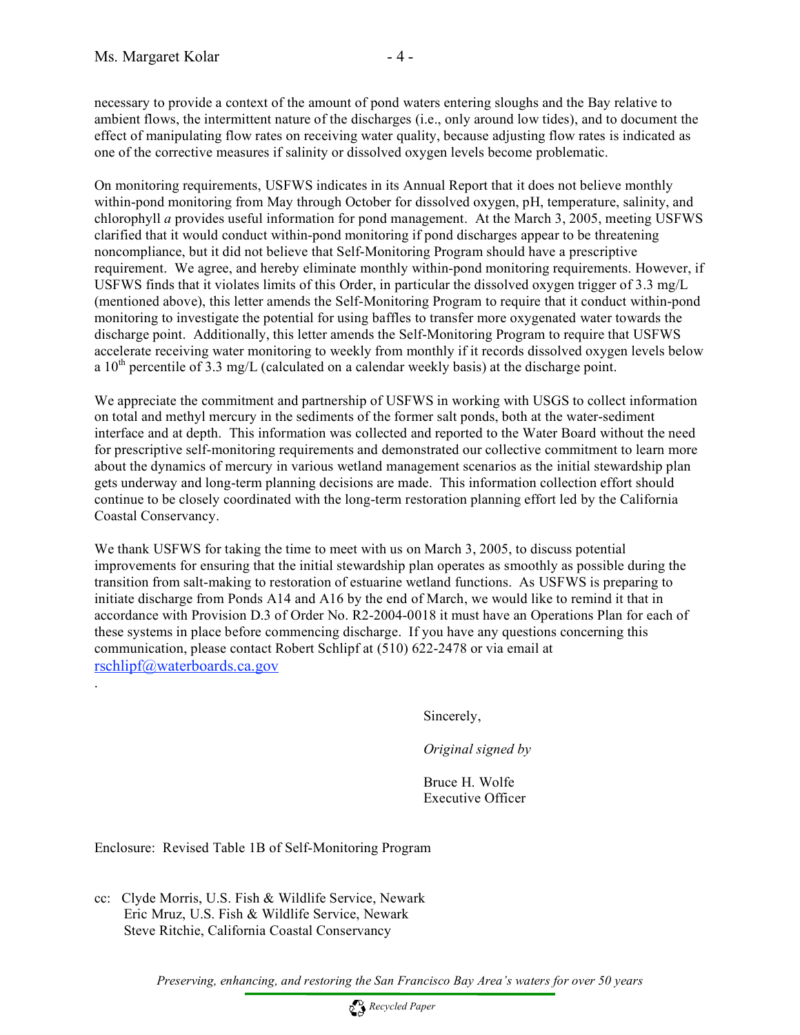necessary to provide a context of the amount of pond waters entering sloughs and the Bay relative to ambient flows, the intermittent nature of the discharges (i.e., only around low tides), and to document the effect of manipulating flow rates on receiving water quality, because adjusting flow rates is indicated as one of the corrective measures if salinity or dissolved oxygen levels become problematic.

On monitoring requirements, USFWS indicates in its Annual Report that it does not believe monthly within-pond monitoring from May through October for dissolved oxygen, pH, temperature, salinity, and chlorophyll *a* provides useful information for pond management. At the March 3, 2005, meeting USFWS clarified that it would conduct within-pond monitoring if pond discharges appear to be threatening noncompliance, but it did not believe that Self-Monitoring Program should have a prescriptive requirement. We agree, and hereby eliminate monthly within-pond monitoring requirements. However, if USFWS finds that it violates limits of this Order, in particular the dissolved oxygen trigger of 3.3 mg/L (mentioned above), this letter amends the Self-Monitoring Program to require that it conduct within-pond monitoring to investigate the potential for using baffles to transfer more oxygenated water towards the discharge point. Additionally, this letter amends the Self-Monitoring Program to require that USFWS accelerate receiving water monitoring to weekly from monthly if it records dissolved oxygen levels below a $10^{th}$ percentile of 3.3 mg/L (calculated on a calendar weekly basis) at the discharge point.

We appreciate the commitment and partnership of USFWS in working with USGS to collect information on total and methyl mercury in the sediments of the former salt ponds, both at the water-sediment interface and at depth. This information was collected and reported to the Water Board without the need for prescriptive self-monitoring requirements and demonstrated our collective commitment to learn more about the dynamics of mercury in various wetland management scenarios as the initial stewardship plan gets underway and long-term planning decisions are made. This information collection effort should continue to be closely coordinated with the long-term restoration planning effort led by the California Coastal Conservancy.

We thank USFWS for taking the time to meet with us on March 3, 2005, to discuss potential improvements for ensuring that the initial stewardship plan operates as smoothly as possible during the transition from salt-making to restoration of estuarine wetland functions. As USFWS is preparing to initiate discharge from Ponds A14 and A16 by the end of March, we would like to remind it that in accordance with Provision D.3 of Order No. R2-2004-0018 it must have an Operations Plan for each of these systems in place before commencing discharge. If you have any questions concerning this communication, please contact Robert Schlipf at (510) 622-2478 or via email at rschlipf@waterboards.ca.gov

.

Sincerely,

*Original signed by*

Bruce H. Wolfe
Executive Officer

Enclosure: Revised Table 1B of Self-Monitoring Program

cc: Clyde Morris, U.S. Fish & Wildlife Service, Newark
Eric Mruz, U.S. Fish & Wildlife Service, Newark
Steve Ritchie, California Coastal Conservancy

*Preserving, enhancing, and restoring the San Francisco Bay Area's waters for over 50 years*

*Recycled Paper*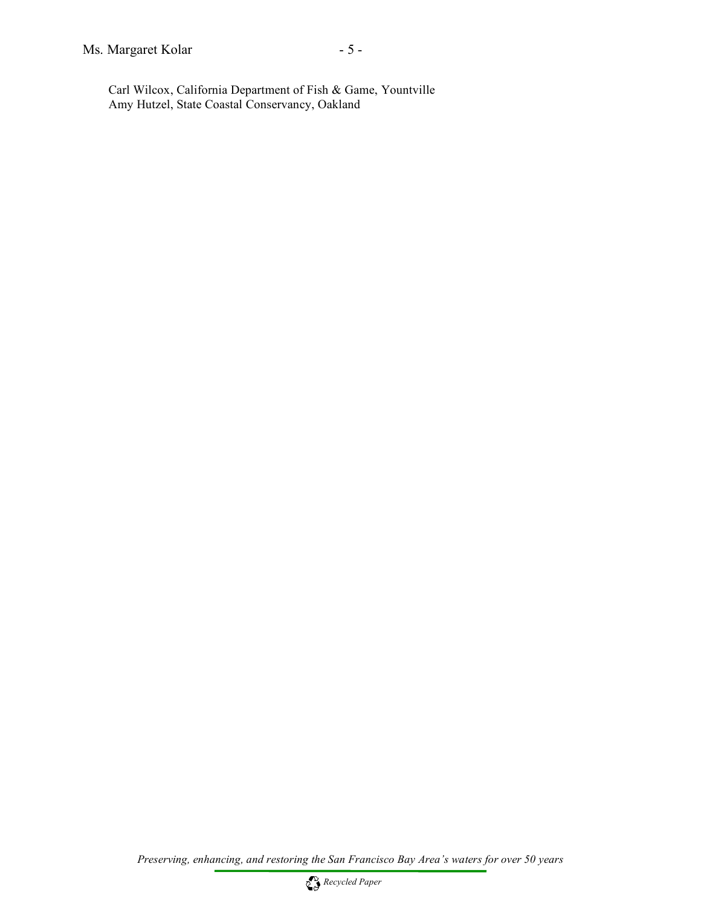Carl Wilcox, California Department of Fish & Game, Yountville
Amy Hutzel, State Coastal Conservancy, Oakland

*Preserving, enhancing, and restoring the San Francisco Bay Area's waters for over 50 years*

*Recycled Paper*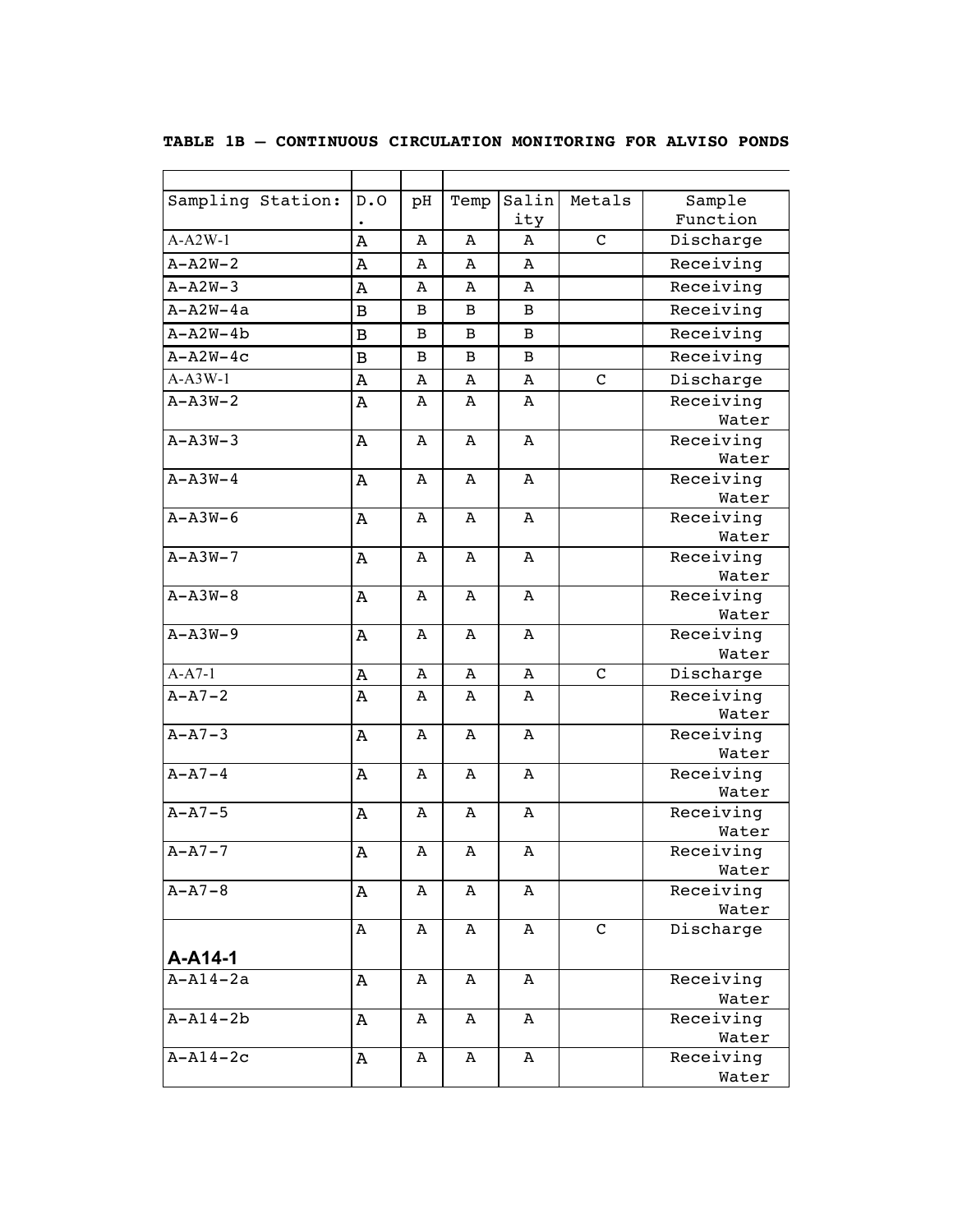**TABLE 1B – CONTINUOUS CIRCULATION MONITORING FOR ALVISO PONDS**

| Sampling Station: | D.O. | pH | Temp | Salinity | Metals | Sample Function |
|---|---|---|---|---|---|---|
| A-A2W-1 | A | A | A | A | C | Discharge |
| A-A2W-2 | A | A | A | A | | Receiving |
| A-A2W-3 | A | A | A | A | | Receiving |
| A-A2W-4a | B | B | B | B | | Receiving |
| A-A2W-4b | B | B | B | B | | Receiving |
| A-A2W-4c | B | B | B | B | | Receiving |
| A-A3W-1 | A | A | A | A | C | Discharge |
| A-A3W-2 | A | A | A | A | | Receiving Water |
| A-A3W-3 | A | A | A | A | | Receiving Water |
| A-A3W-4 | A | A | A | A | | Receiving Water |
| A-A3W-6 | A | A | A | A | | Receiving Water |
| A-A3W-7 | A | A | A | A | | Receiving Water |
| A-A3W-8 | A | A | A | A | | Receiving Water |
| A-A3W-9 | A | A | A | A | | Receiving Water |
| A-A7-1 | A | A | A | A | C | Discharge |
| A-A7-2 | A | A | A | A | | Receiving Water |
| A-A7-3 | A | A | A | A | | Receiving Water |
| A-A7-4 | A | A | A | A | | Receiving Water |
| A-A7-5 | A | A | A | A | | Receiving Water |
| A-A7-7 | A | A | A | A | | Receiving Water |
| A-A7-8 | A | A | A | A | | Receiving Water |
| **A-A14-1** | A | A | A | A | C | Discharge |
| A-A14-2a | A | A | A | A | | Receiving Water |
| A-A14-2b | A | A | A | A | | Receiving Water |
| A-A14-2c | A | A | A | A | | Receiving Water |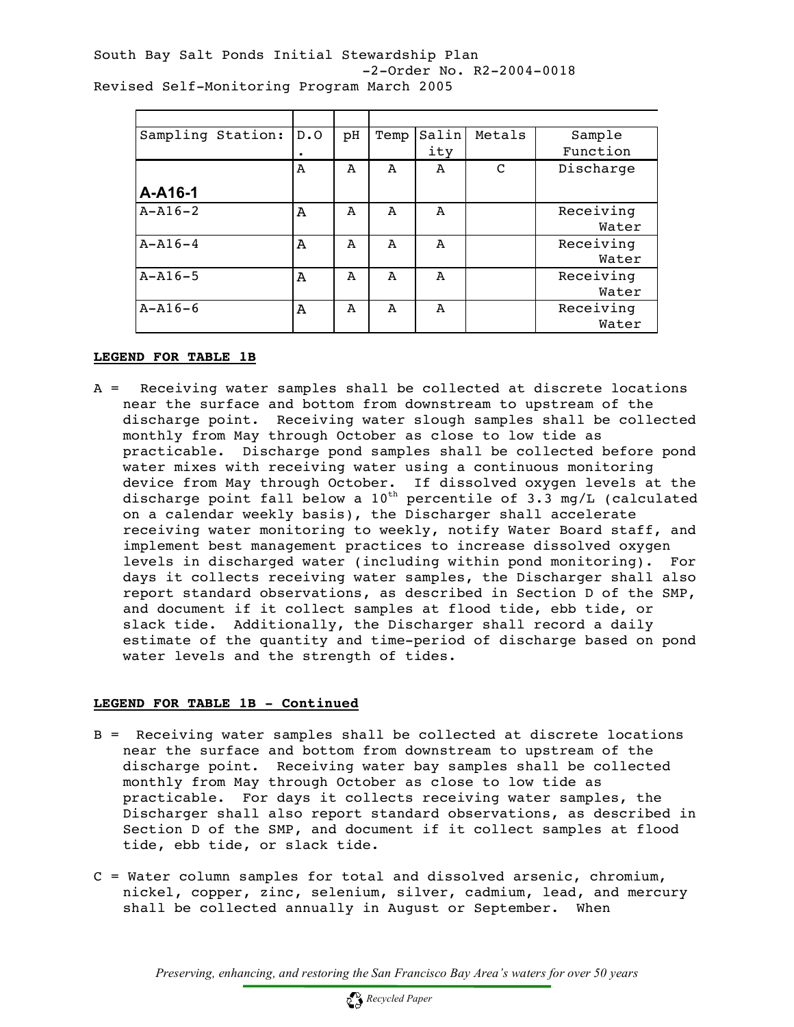| Sampling Station: | D.O. | pH | Temp | Salinity | Metals | Sample Function |
|---|---|---|---|---|---|---|
| **A-A16-1** | A | A | A | A | C | Discharge |
| A-A16-2 | A | A | A | A | | Receiving Water |
| A-A16-4 | A | A | A | A | | Receiving Water |
| A-A16-5 | A | A | A | A | | Receiving Water |
| A-A16-6 | A | A | A | A | | Receiving Water |

**LEGEND FOR TABLE 1B**

A = Receiving water samples shall be collected at discrete locations near the surface and bottom from downstream to upstream of the discharge point. Receiving water slough samples shall be collected monthly from May through October as close to low tide as practicable. Discharge pond samples shall be collected before pond water mixes with receiving water using a continuous monitoring device from May through October. If dissolved oxygen levels at the discharge point fall below a 10th percentile of 3.3 mg/L (calculated on a calendar weekly basis), the Discharger shall accelerate receiving water monitoring to weekly, notify Water Board staff, and implement best management practices to increase dissolved oxygen levels in discharged water (including within pond monitoring). For days it collects receiving water samples, the Discharger shall also report standard observations, as described in Section D of the SMP, and document if it collect samples at flood tide, ebb tide, or slack tide. Additionally, the Discharger shall record a daily estimate of the quantity and time-period of discharge based on pond water levels and the strength of tides.

**LEGEND FOR TABLE 1B - Continued**

B = Receiving water samples shall be collected at discrete locations near the surface and bottom from downstream to upstream of the discharge point. Receiving water bay samples shall be collected monthly from May through October as close to low tide as practicable. For days it collects receiving water samples, the Discharger shall also report standard observations, as described in Section D of the SMP, and document if it collect samples at flood tide, ebb tide, or slack tide.

C = Water column samples for total and dissolved arsenic, chromium, nickel, copper, zinc, selenium, silver, cadmium, lead, and mercury shall be collected annually in August or September. When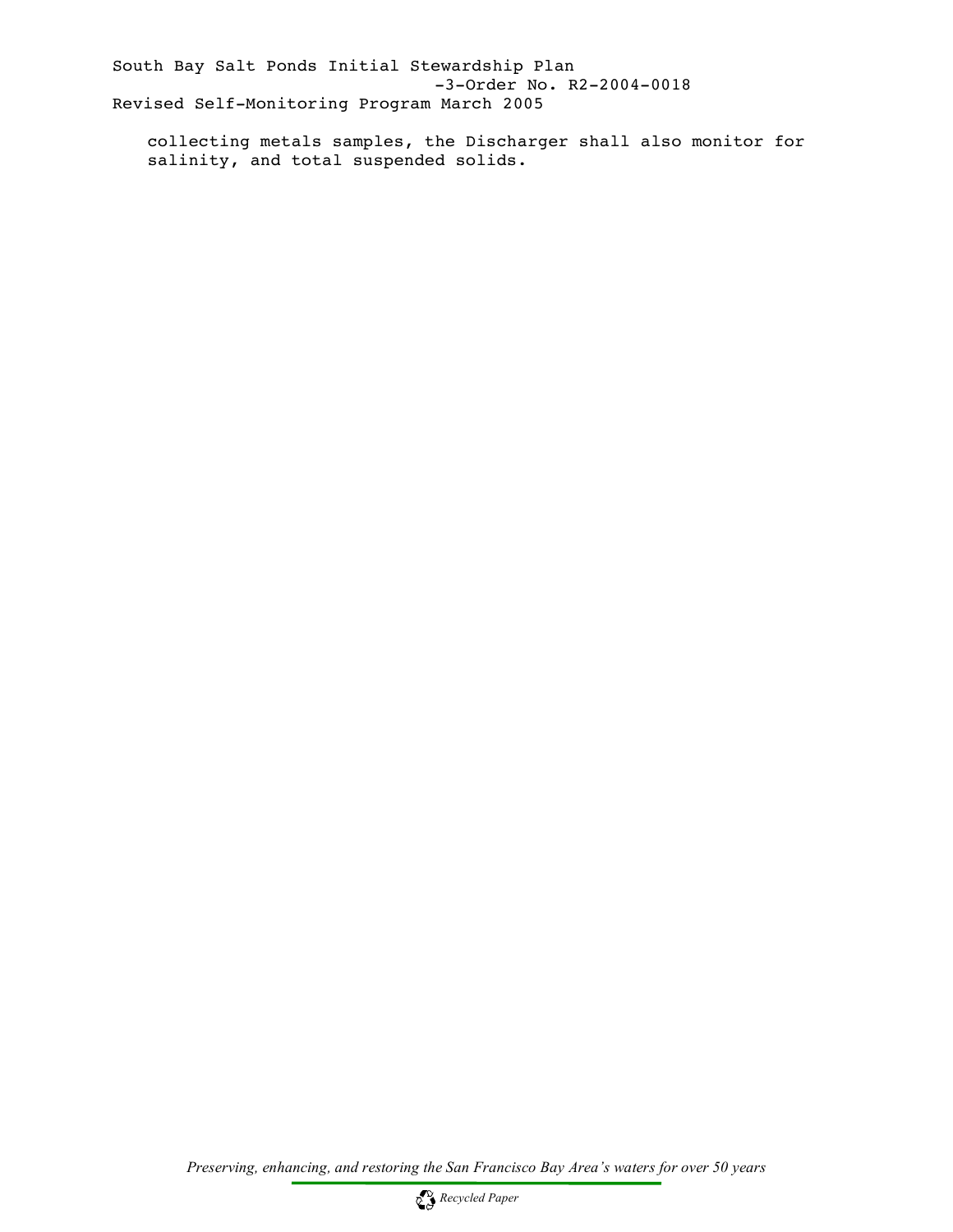collecting metals samples, the Discharger shall also monitor for salinity, and total suspended solids.